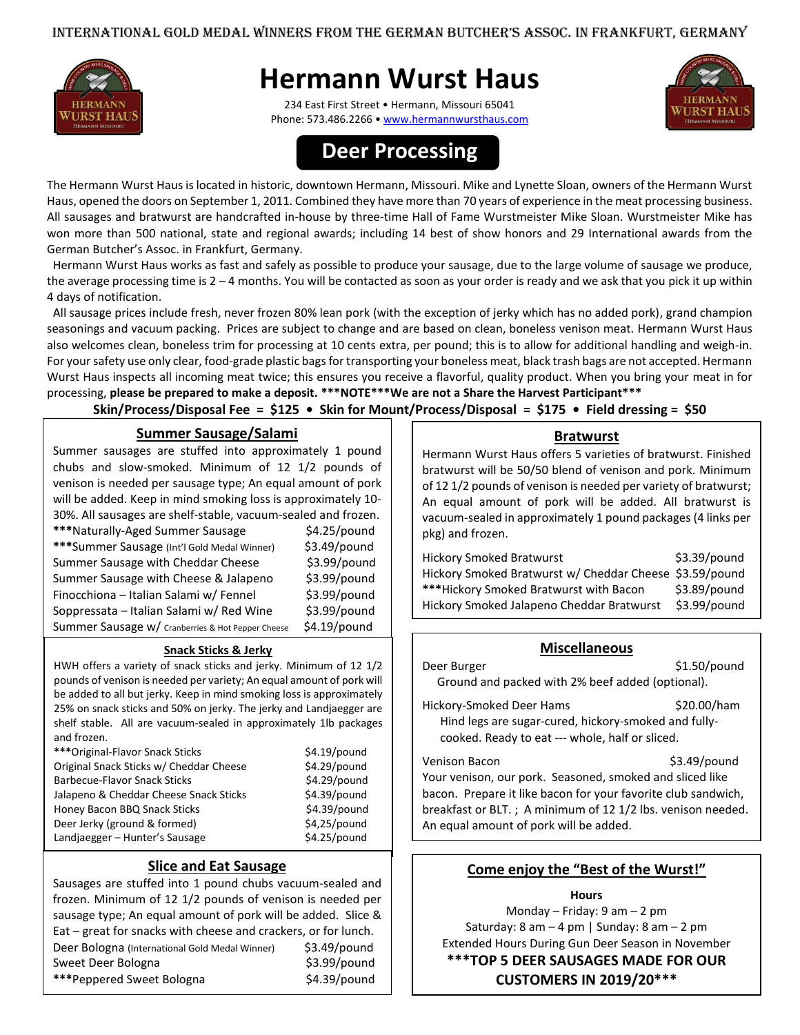INTERNATIONAL GOLD MEDAL WINNERS FROM THE GERMAN BUTCHER'S ASSOC. IN FRANKFURT, GERMANY

# Hermann Wurst Haus

234 East First Street • Hermann, Missouri 65041
Phone: 573.486.2266 • www.hermannwursthaus.com

## Deer Processing

The Hermann Wurst Haus is located in historic, downtown Hermann, Missouri. Mike and Lynette Sloan, owners of the Hermann Wurst Haus, opened the doors on September 1, 2011. Combined they have more than 70 years of experience in the meat processing business. All sausages and bratwurst are handcrafted in-house by three-time Hall of Fame Wurstmeister Mike Sloan. Wurstmeister Mike has won more than 500 national, state and regional awards; including 14 best of show honors and 29 International awards from the German Butcher's Assoc. in Frankfurt, Germany.

Hermann Wurst Haus works as fast and safely as possible to produce your sausage, due to the large volume of sausage we produce, the average processing time is 2 – 4 months. You will be contacted as soon as your order is ready and we ask that you pick it up within 4 days of notification.

All sausage prices include fresh, never frozen 80% lean pork (with the exception of jerky which has no added pork), grand champion seasonings and vacuum packing. Prices are subject to change and are based on clean, boneless venison meat. Hermann Wurst Haus also welcomes clean, boneless trim for processing at 10 cents extra, per pound; this is to allow for additional handling and weigh-in. For your safety use only clear, food-grade plastic bags for transporting your boneless meat, black trash bags are not accepted. Hermann Wurst Haus inspects all incoming meat twice; this ensures you receive a flavorful, quality product. When you bring your meat in for processing, **please be prepared to make a deposit. ***NOTE***We are not a Share the Harvest Participant*****

**Skin/Process/Disposal Fee = $125 • Skin for Mount/Process/Disposal = $175 • Field dressing = $50**

### Summer Sausage/Salami

Summer sausages are stuffed into approximately 1 pound chubs and slow-smoked. Minimum of 12 1/2 pounds of venison is needed per sausage type; An equal amount of pork will be added. Keep in mind smoking loss is approximately 10-30%. All sausages are shelf-stable, vacuum-sealed and frozen.

| | |
|---|---|
| ***Naturally-Aged Summer Sausage | $4.25/pound |
| ***Summer Sausage (Int'l Gold Medal Winner) | $3.49/pound |
| Summer Sausage with Cheddar Cheese | $3.99/pound |
| Summer Sausage with Cheese & Jalapeno | $3.99/pound |
| Finocchiona – Italian Salami w/ Fennel | $3.99/pound |
| Soppressata – Italian Salami w/ Red Wine | $3.99/pound |
| Summer Sausage w/ Cranberries & Hot Pepper Cheese | $4.19/pound |

### Snack Sticks & Jerky

HWH offers a variety of snack sticks and jerky. Minimum of 12 1/2 pounds of venison is needed per variety; An equal amount of pork will be added to all but jerky. Keep in mind smoking loss is approximately 25% on snack sticks and 50% on jerky. The jerky and Landjaegger are shelf stable. All are vacuum-sealed in approximately 1lb packages and frozen.

| | |
|---|---|
| ***Original-Flavor Snack Sticks | $4.19/pound |
| Original Snack Sticks w/ Cheddar Cheese | $4.29/pound |
| Barbecue-Flavor Snack Sticks | $4.29/pound |
| Jalapeno & Cheddar Cheese Snack Sticks | $4.39/pound |
| Honey Bacon BBQ Snack Sticks | $4.39/pound |
| Deer Jerky (ground & formed) | $4,25/pound |
| Landjaegger – Hunter's Sausage | $4.25/pound |

### Slice and Eat Sausage

Sausages are stuffed into 1 pound chubs vacuum-sealed and frozen. Minimum of 12 1/2 pounds of venison is needed per sausage type; An equal amount of pork will be added. Slice & Eat – great for snacks with cheese and crackers, or for lunch.

| | |
|---|---|
| Deer Bologna (International Gold Medal Winner) | $3.49/pound |
| Sweet Deer Bologna | $3.99/pound |
| ***Peppered Sweet Bologna | $4.39/pound |

### Bratwurst

Hermann Wurst Haus offers 5 varieties of bratwurst. Finished bratwurst will be 50/50 blend of venison and pork. Minimum of 12 1/2 pounds of venison is needed per variety of bratwurst; An equal amount of pork will be added. All bratwurst is vacuum-sealed in approximately 1 pound packages (4 links per pkg) and frozen.

| | |
|---|---|
| Hickory Smoked Bratwurst | $3.39/pound |
| Hickory Smoked Bratwurst w/ Cheddar Cheese | $3.59/pound |
| ***Hickory Smoked Bratwurst with Bacon | $3.89/pound |
| Hickory Smoked Jalapeno Cheddar Bratwurst | $3.99/pound |

### Miscellaneous

Deer Burger — $1.50/pound
Ground and packed with 2% beef added (optional).

Hickory-Smoked Deer Hams — $20.00/ham
Hind legs are sugar-cured, hickory-smoked and fully-cooked. Ready to eat --- whole, half or sliced.

Venison Bacon — $3.49/pound
Your venison, our pork. Seasoned, smoked and sliced like bacon. Prepare it like bacon for your favorite club sandwich, breakfast or BLT. ; A minimum of 12 1/2 lbs. venison needed. An equal amount of pork will be added.

### Come enjoy the "Best of the Wurst!"

**Hours**

Monday – Friday: 9 am – 2 pm
Saturday: 8 am – 4 pm | Sunday: 8 am – 2 pm
Extended Hours During Gun Deer Season in November

**\*\*\*TOP 5 DEER SAUSAGES MADE FOR OUR CUSTOMERS IN 2019/20\*\*\***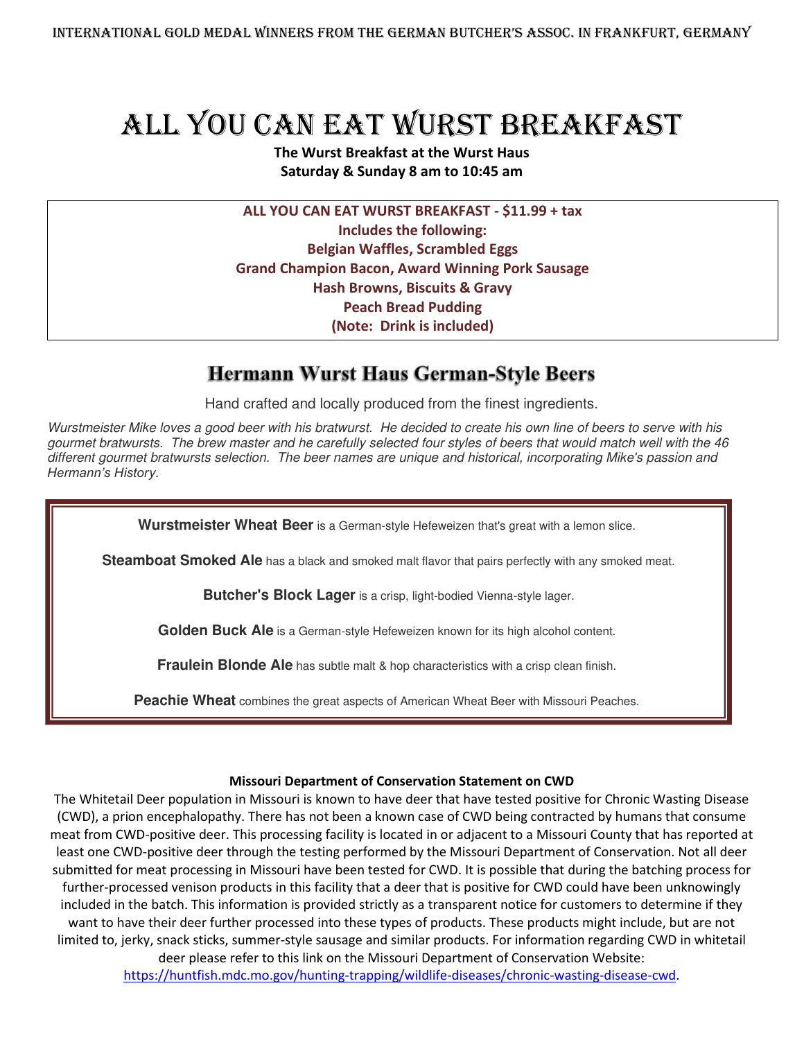INTERNATIONAL GOLD MEDAL WINNERS FROM THE GERMAN BUTCHER'S ASSOC. IN FRANKFURT, GERMANY

# ALL YOU CAN EAT WURST BREAKFAST

**The Wurst Breakfast at the Wurst Haus**
**Saturday & Sunday 8 am to 10:45 am**

**ALL YOU CAN EAT WURST BREAKFAST - $11.99 + tax**
**Includes the following:**
**Belgian Waffles, Scrambled Eggs**
**Grand Champion Bacon, Award Winning Pork Sausage**
**Hash Browns, Biscuits & Gravy**
**Peach Bread Pudding**
**(Note: Drink is included)**

## Hermann Wurst Haus German-Style Beers

Hand crafted and locally produced from the finest ingredients.

*Wurstmeister Mike loves a good beer with his bratwurst. He decided to create his own line of beers to serve with his gourmet bratwursts. The brew master and he carefully selected four styles of beers that would match well with the 46 different gourmet bratwursts selection. The beer names are unique and historical, incorporating Mike's passion and Hermann's History.*

**Wurstmeister Wheat Beer** is a German-style Hefeweizen that's great with a lemon slice.

**Steamboat Smoked Ale** has a black and smoked malt flavor that pairs perfectly with any smoked meat.

**Butcher's Block Lager** is a crisp, light-bodied Vienna-style lager.

**Golden Buck Ale** is a German-style Hefeweizen known for its high alcohol content.

**Fraulein Blonde Ale** has subtle malt & hop characteristics with a crisp clean finish.

**Peachie Wheat** combines the great aspects of American Wheat Beer with Missouri Peaches.

**Missouri Department of Conservation Statement on CWD**

The Whitetail Deer population in Missouri is known to have deer that have tested positive for Chronic Wasting Disease (CWD), a prion encephalopathy. There has not been a known case of CWD being contracted by humans that consume meat from CWD-positive deer. This processing facility is located in or adjacent to a Missouri County that has reported at least one CWD-positive deer through the testing performed by the Missouri Department of Conservation. Not all deer submitted for meat processing in Missouri have been tested for CWD. It is possible that during the batching process for further-processed venison products in this facility that a deer that is positive for CWD could have been unknowingly included in the batch. This information is provided strictly as a transparent notice for customers to determine if they want to have their deer further processed into these types of products. These products might include, but are not limited to, jerky, snack sticks, summer-style sausage and similar products. For information regarding CWD in whitetail deer please refer to this link on the Missouri Department of Conservation Website: https://huntfish.mdc.mo.gov/hunting-trapping/wildlife-diseases/chronic-wasting-disease-cwd.